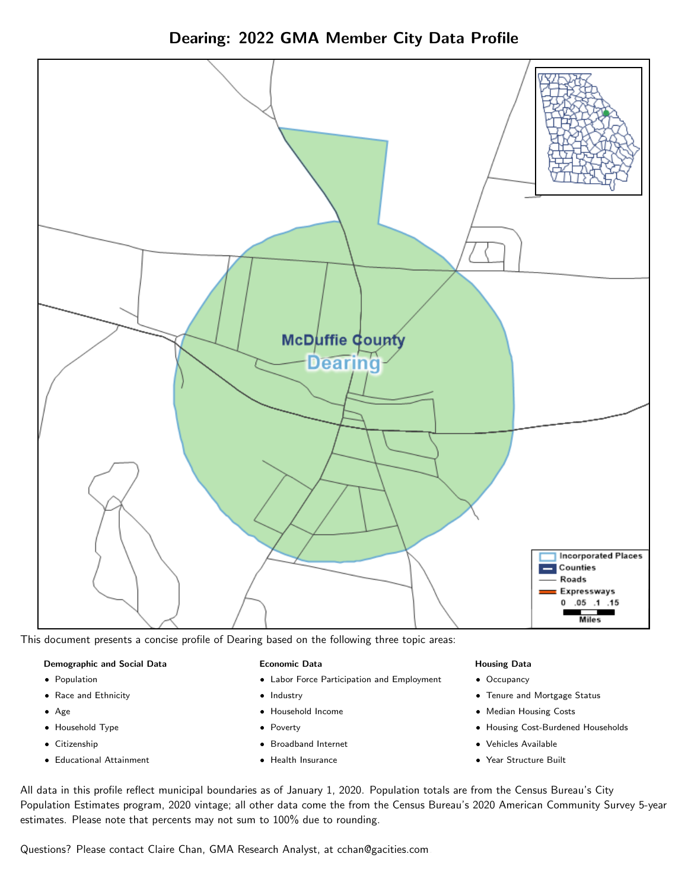# Dearing: 2022 GMA Member City Data Profile

This document presents a concise profile of Dearing based on the following three topic areas:

**Demographic and Social Data**

- Population
- Race and Ethnicity
- Age
- Household Type
- Citizenship
- Educational Attainment

**Economic Data**

- Labor Force Participation and Employment
- Industry
- Household Income
- Poverty
- Broadband Internet
- Health Insurance

**Housing Data**

- Occupancy
- Tenure and Mortgage Status
- Median Housing Costs
- Housing Cost-Burdened Households
- Vehicles Available
- Year Structure Built

All data in this profile reflect municipal boundaries as of January 1, 2020. Population totals are from the Census Bureau's City Population Estimates program, 2020 vintage; all other data come the from the Census Bureau's 2020 American Community Survey 5-year estimates. Please note that percents may not sum to 100% due to rounding.

Questions? Please contact Claire Chan, GMA Research Analyst, at cchan@gacities.com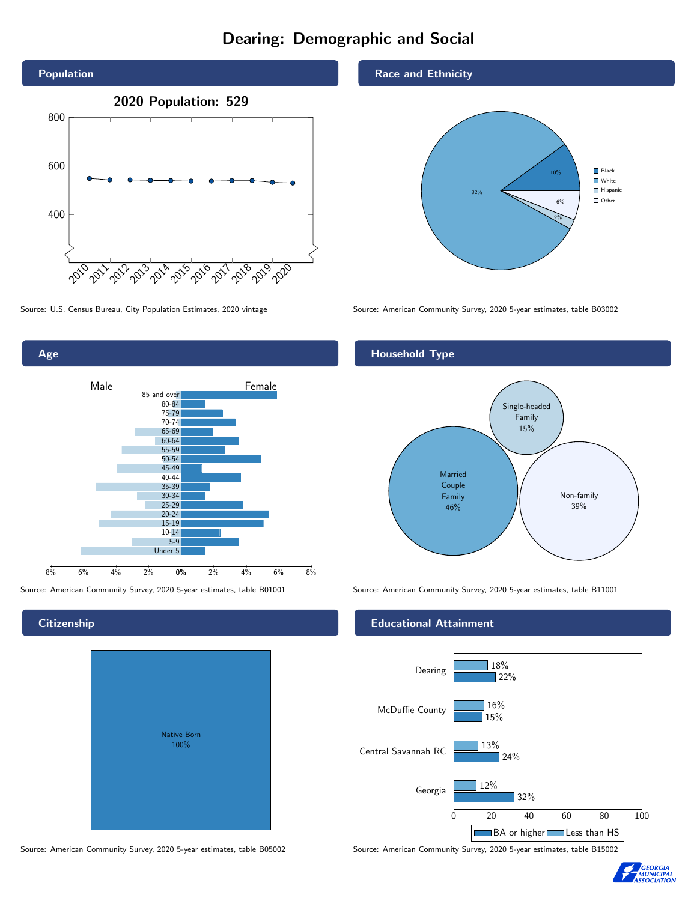# Dearing: Demographic and Social

## Population

2020 Population: 529

Source: U.S. Census Bureau, City Population Estimates, 2020 vintage

## Race and Ethnicity

| Race/Ethnicity | Percent |
|---|---|
| Black | 10% |
| White | 82% |
| Hispanic | 2% |
| Other | 6% |

Source: American Community Survey, 2020 5-year estimates, table B03002

## Age

Source: American Community Survey, 2020 5-year estimates, table B01001

## Household Type

| Household Type | Percent |
|---|---|
| Married Couple Family | 46% |
| Single-headed Family | 15% |
| Non-family | 39% |

Source: American Community Survey, 2020 5-year estimates, table B11001

## Citizenship

Native Born 100%

Source: American Community Survey, 2020 5-year estimates, table B05002

## Educational Attainment

| | Less than HS | BA or higher |
|---|---|---|
| Dearing | 18% | 22% |
| McDuffie County | 16% | 15% |
| Central Savannah RC | 13% | 24% |
| Georgia | 12% | 32% |

Source: American Community Survey, 2020 5-year estimates, table B15002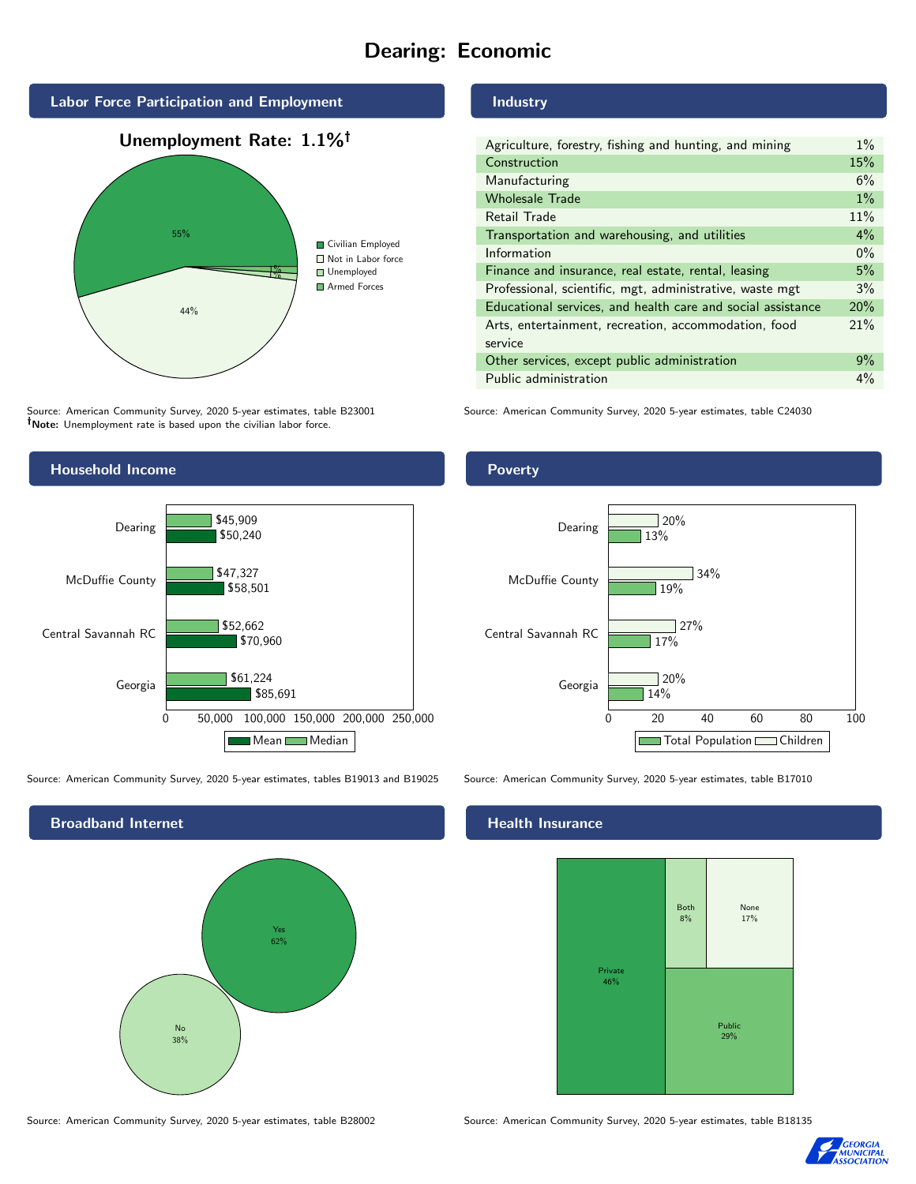# Dearing: Economic

## Labor Force Participation and Employment

**Unemployment Rate: 1.1%†**

| Category | Percent |
|---|---|
| Civilian Employed | 55% |
| Not in Labor force | 44% |
| Unemployed | 1% |
| Armed Forces | 0% |

Source: American Community Survey, 2020 5-year estimates, table B23001
**†Note:** Unemployment rate is based upon the civilian labor force.

## Industry

| Industry | Percent |
|---|---|
| Agriculture, forestry, fishing and hunting, and mining | 1% |
| Construction | 15% |
| Manufacturing | 6% |
| Wholesale Trade | 1% |
| Retail Trade | 11% |
| Transportation and warehousing, and utilities | 4% |
| Information | 0% |
| Finance and insurance, real estate, rental, leasing | 5% |
| Professional, scientific, mgt, administrative, waste mgt | 3% |
| Educational services, and health care and social assistance | 20% |
| Arts, entertainment, recreation, accommodation, food service | 21% |
| Other services, except public administration | 9% |
| Public administration | 4% |

Source: American Community Survey, 2020 5-year estimates, table C24030

## Household Income

| | Median | Mean |
|---|---|---|
| Dearing | $45,909 | $50,240 |
| McDuffie County | $47,327 | $58,501 |
| Central Savannah RC | $52,662 | $70,960 |
| Georgia | $61,224 | $85,691 |

Source: American Community Survey, 2020 5-year estimates, tables B19013 and B19025

## Poverty

| | Children | Total Population |
|---|---|---|
| Dearing | 20% | 13% |
| McDuffie County | 34% | 19% |
| Central Savannah RC | 27% | 17% |
| Georgia | 20% | 14% |

Source: American Community Survey, 2020 5-year estimates, table B17010

## Broadband Internet

| Response | Percent |
|---|---|
| Yes | 62% |
| No | 38% |

Source: American Community Survey, 2020 5-year estimates, table B28002

## Health Insurance

| Type | Percent |
|---|---|
| Private | 46% |
| Public | 29% |
| Both | 8% |
| None | 17% |

Source: American Community Survey, 2020 5-year estimates, table B18135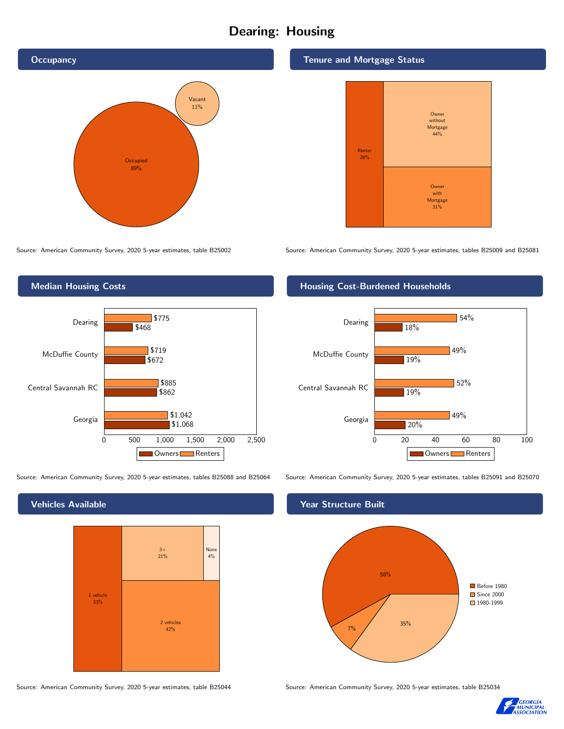# Dearing: Housing

## Occupancy

Vacant
11%

Occupied
89%

Source: American Community Survey, 2020 5-year estimates, table B25002

## Tenure and Mortgage Status

Renter
26%

Owner without Mortgage
44%

Owner with Mortgage
31%

Source: American Community Survey, 2020 5-year estimates, tables B25009 and B25081

## Median Housing Costs

Dearing
$775
$468

McDuffie County
$719
$672

Central Savannah RC
$885
$862

Georgia
$1,042
$1,068

0 500 1,000 1,500 2,000 2,500

Owners Renters

Source: American Community Survey, 2020 5-year estimates, tables B25088 and B25064

## Housing Cost-Burdened Households

Dearing
54%
18%

McDuffie County
49%
19%

Central Savannah RC
52%
19%

Georgia
49%
20%

0 20 40 60 80 100

Owners Renters

Source: American Community Survey, 2020 5-year estimates, tables B25091 and B25070

## Vehicles Available

1 vehicle
33%

3+
21%

None
4%

2 vehicles
42%

Source: American Community Survey, 2020 5-year estimates, table B25044

## Year Structure Built

58%

7%

35%

Before 1980
Since 2000
1980-1999

Source: American Community Survey, 2020 5-year estimates, table B25034